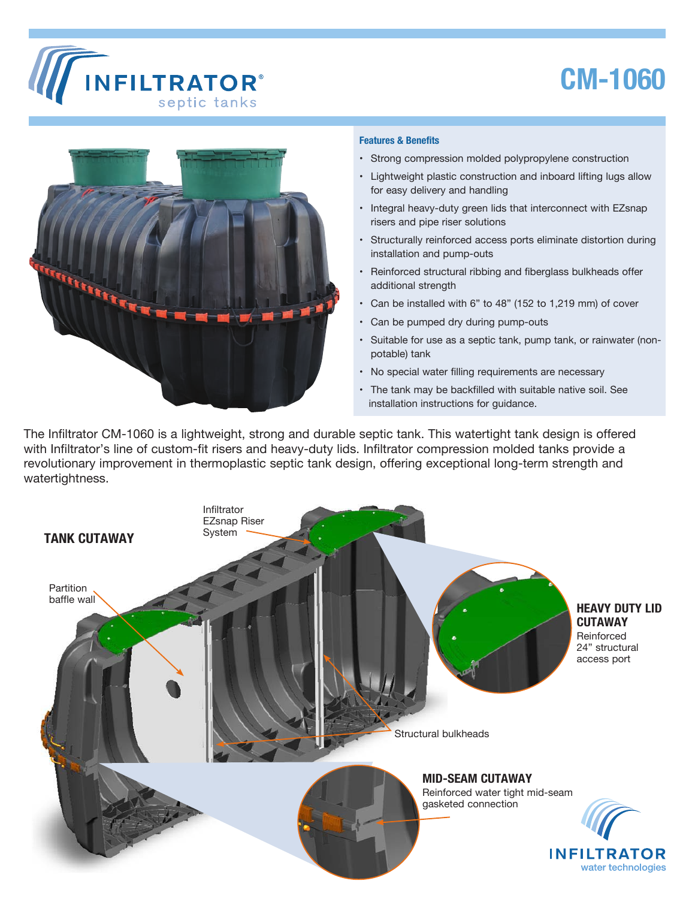# INFILTRATOR® septic tanks

# CM-1060

### Features & Benefits

- Strong compression molded polypropylene construction
- Lightweight plastic construction and inboard lifting lugs allow for easy delivery and handling
- Integral heavy-duty green lids that interconnect with EZsnap risers and pipe riser solutions
- Structurally reinforced access ports eliminate distortion during installation and pump-outs
- Reinforced structural ribbing and fiberglass bulkheads offer additional strength
- Can be installed with 6" to 48" (152 to 1,219 mm) of cover
- Can be pumped dry during pump-outs
- Suitable for use as a septic tank, pump tank, or rainwater (non-potable) tank
- No special water filling requirements are necessary
- The tank may be backfilled with suitable native soil. See installation instructions for guidance.

The Infiltrator CM-1060 is a lightweight, strong and durable septic tank. This watertight tank design is offered with Infiltrator's line of custom-fit risers and heavy-duty lids. Infiltrator compression molded tanks provide a revolutionary improvement in thermoplastic septic tank design, offering exceptional long-term strength and watertightness.

### TANK CUTAWAY

Infiltrator EZsnap Riser System

Partition baffle wall

Structural bulkheads

### HEAVY DUTY LID CUTAWAY

Reinforced 24" structural access port

### MID-SEAM CUTAWAY

Reinforced water tight mid-seam gasketed connection

INFILTRATOR water technologies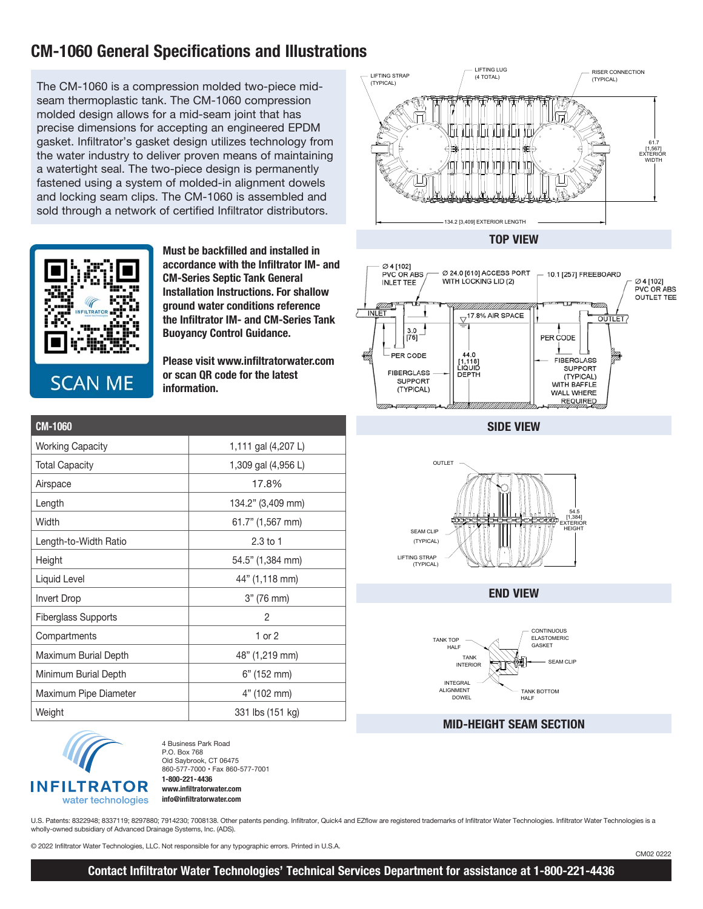# CM-1060 General Specifications and Illustrations

The CM-1060 is a compression molded two-piece mid-seam thermoplastic tank. The CM-1060 compression molded design allows for a mid-seam joint that has precise dimensions for accepting an engineered EPDM gasket. Infiltrator's gasket design utilizes technology from the water industry to deliver proven means of maintaining a watertight seal. The two-piece design is permanently fastened using a system of molded-in alignment dowels and locking seam clips. The CM-1060 is assembled and sold through a network of certified Infiltrator distributors.

LIFTING STRAP (TYPICAL)
LIFTING LUG (4 TOTAL)
RISER CONNECTION (TYPICAL)
61.7 [1,567] EXTERIOR WIDTH
134.2 [3,409] EXTERIOR LENGTH

**TOP VIEW**

SCAN ME

**Must be backfilled and installed in accordance with the Infiltrator IM- and CM-Series Septic Tank General Installation Instructions. For shallow ground water conditions reference the Infiltrator IM- and CM-Series Tank Buoyancy Control Guidance.**

**Please visit www.infiltratorwater.com or scan QR code for the latest information.**

Ø 4 [102] PVC OR ABS INLET TEE
Ø 24.0 [610] ACCESS PORT WITH LOCKING LID (2)
10.1 [257] FREEBOARD
Ø 4 [102] PVC OR ABS OUTLET TEE
INLET
17.8% AIR SPACE
OUTLET
3.0 [76]
PER CODE
44.0 [1,118] LIQUID DEPTH
PER CODE
FIBERGLASS SUPPORT (TYPICAL)
FIBERGLASS SUPPORT (TYPICAL) WITH BAFFLE WALL WHERE REQUIRED

**SIDE VIEW**

| CM-1060 | |
|---|---|
| Working Capacity | 1,111 gal (4,207 L) |
| Total Capacity | 1,309 gal (4,956 L) |
| Airspace | 17.8% |
| Length | 134.2" (3,409 mm) |
| Width | 61.7" (1,567 mm) |
| Length-to-Width Ratio | 2.3 to 1 |
| Height | 54.5" (1,384 mm) |
| Liquid Level | 44" (1,118 mm) |
| Invert Drop | 3" (76 mm) |
| Fiberglass Supports | 2 |
| Compartments | 1 or 2 |
| Maximum Burial Depth | 48" (1,219 mm) |
| Minimum Burial Depth | 6" (152 mm) |
| Maximum Pipe Diameter | 4" (102 mm) |
| Weight | 331 lbs (151 kg) |

OUTLET
SEAM CLIP (TYPICAL)
LIFTING STRAP (TYPICAL)
54.5 [1,384] EXTERIOR HEIGHT

**END VIEW**

TANK TOP HALF
TANK INTERIOR
INTEGRAL ALIGNMENT DOWEL
CONTINUOUS ELASTOMERIC GASKET
SEAM CLIP
TANK BOTTOM HALF

**MID-HEIGHT SEAM SECTION**

INFILTRATOR water technologies

4 Business Park Road
P.O. Box 768
Old Saybrook, CT 06475
860-577-7000 • Fax 860-577-7001
**1-800-221-4436**
**www.infiltratorwater.com**
**info@infiltratorwater.com**

U.S. Patents: 8322948; 8337119; 8297880; 7914230; 7008138. Other patents pending. Infiltrator, Quick4 and EZflow are registered trademarks of Infiltrator Water Technologies. Infiltrator Water Technologies is a wholly-owned subsidiary of Advanced Drainage Systems, Inc. (ADS).

© 2022 Infiltrator Water Technologies, LLC. Not responsible for any typographic errors. Printed in U.S.A.

CM02 0222

**Contact Infiltrator Water Technologies' Technical Services Department for assistance at 1-800-221-4436**